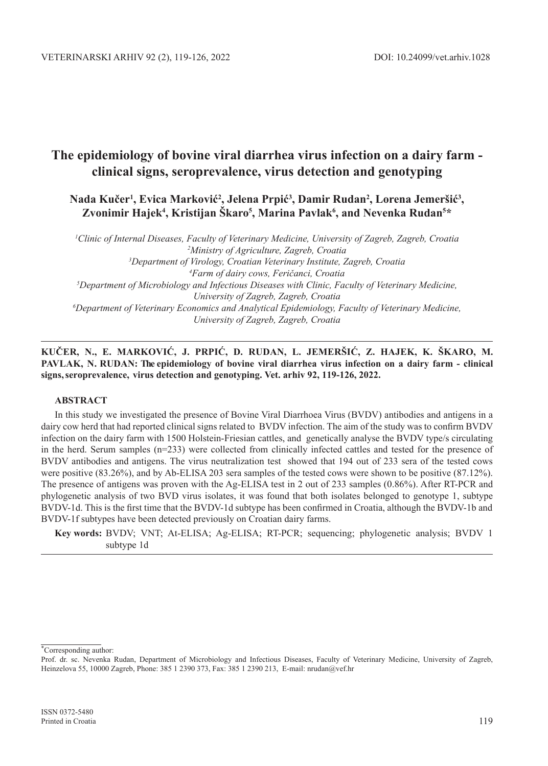# The epidemiology of bovine viral diarrhea virus infection on a dairy farm - clinical signs, seroprevalence, virus detection and genotyping

**Nada Kučer[1], Evica Marković[2], Jelena Prpić[3], Damir Rudan[2], Lorena Jemeršić[3], Zvonimir Hajek[4], Kristijan Škaro[5], Marina Pavlak[6], and Nevenka Rudan[5]***

*[1]Clinic of Internal Diseases, Faculty of Veterinary Medicine, University of Zagreb, Zagreb, Croatia*
*[2]Ministry of Agriculture, Zagreb, Croatia*
*[3]Department of Virology, Croatian Veterinary Institute, Zagreb, Croatia*
*[4]Farm of dairy cows, Feričanci, Croatia*
*[5]Department of Microbiology and Infectious Diseases with Clinic, Faculty of Veterinary Medicine, University of Zagreb, Zagreb, Croatia*
*[6]Department of Veterinary Economics and Analytical Epidemiology, Faculty of Veterinary Medicine, University of Zagreb, Zagreb, Croatia*

---

**KUČER, N., E. MARKOVIĆ, J. PRPIĆ, D. RUDAN, L. JEMERŠIĆ, Z. HAJEK, K. ŠKARO, M. PAVLAK, N. RUDAN: The epidemiology of bovine viral diarrhea virus infection on a dairy farm - clinical signs, seroprevalence, virus detection and genotyping. Vet. arhiv 92, 119-126, 2022.**

## ABSTRACT

In this study we investigated the presence of Bovine Viral Diarrhoea Virus (BVDV) antibodies and antigens in a dairy cow herd that had reported clinical signs related to BVDV infection. The aim of the study was to confirm BVDV infection on the dairy farm with 1500 Holstein-Friesian cattles, and genetically analyse the BVDV type/s circulating in the herd. Serum samples (n=233) were collected from clinically infected cattles and tested for the presence of BVDV antibodies and antigens. The virus neutralization test showed that 194 out of 233 sera of the tested cows were positive (83.26%), and by Ab-ELISA 203 sera samples of the tested cows were shown to be positive (87.12%). The presence of antigens was proven with the Ag-ELISA test in 2 out of 233 samples (0.86%). After RT-PCR and phylogenetic analysis of two BVD virus isolates, it was found that both isolates belonged to genotype 1, subtype BVDV-1d. This is the first time that the BVDV-1d subtype has been confirmed in Croatia, although the BVDV-1b and BVDV-1f subtypes have been detected previously on Croatian dairy farms.

**Key words:** BVDV; VNT; At-ELISA; Ag-ELISA; RT-PCR; sequencing; phylogenetic analysis; BVDV 1 subtype 1d

---

*Corresponding author:

Prof. dr. sc. Nevenka Rudan, Department of Microbiology and Infectious Diseases, Faculty of Veterinary Medicine, University of Zagreb, Heinzelova 55, 10000 Zagreb, Phone: 385 1 2390 373, Fax: 385 1 2390 213, E-mail: nrudan@vef.hr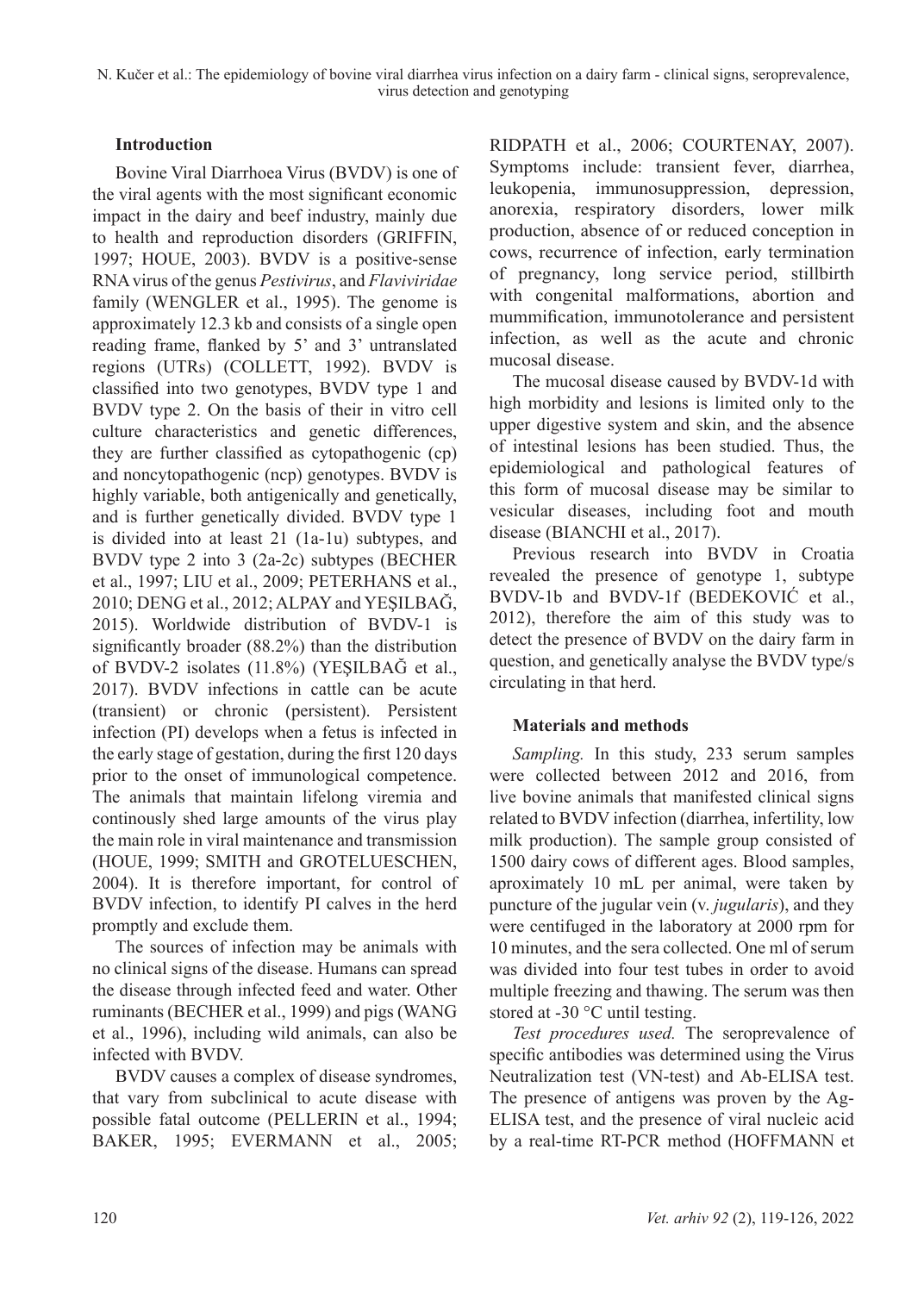## Introduction

Bovine Viral Diarrhoea Virus (BVDV) is one of the viral agents with the most significant economic impact in the dairy and beef industry, mainly due to health and reproduction disorders (GRIFFIN, 1997; HOUE, 2003). BVDV is a positive-sense RNA virus of the genus *Pestivirus*, and *Flaviviridae* family (WENGLER et al., 1995). The genome is approximately 12.3 kb and consists of a single open reading frame, flanked by 5' and 3' untranslated regions (UTRs) (COLLETT, 1992). BVDV is classified into two genotypes, BVDV type 1 and BVDV type 2. On the basis of their in vitro cell culture characteristics and genetic differences, they are further classified as cytopathogenic (cp) and noncytopathogenic (ncp) genotypes. BVDV is highly variable, both antigenically and genetically, and is further genetically divided. BVDV type 1 is divided into at least 21 (1a-1u) subtypes, and BVDV type 2 into 3 (2a-2c) subtypes (BECHER et al., 1997; LIU et al., 2009; PETERHANS et al., 2010; DENG et al., 2012; ALPAY and YEŞILBAĞ, 2015). Worldwide distribution of BVDV-1 is significantly broader (88.2%) than the distribution of BVDV-2 isolates (11.8%) (YEŞILBAĞ et al., 2017). BVDV infections in cattle can be acute (transient) or chronic (persistent). Persistent infection (PI) develops when a fetus is infected in the early stage of gestation, during the first 120 days prior to the onset of immunological competence. The animals that maintain lifelong viremia and continously shed large amounts of the virus play the main role in viral maintenance and transmission (HOUE, 1999; SMITH and GROTELUESCHEN, 2004). It is therefore important, for control of BVDV infection, to identify PI calves in the herd promptly and exclude them.

The sources of infection may be animals with no clinical signs of the disease. Humans can spread the disease through infected feed and water. Other ruminants (BECHER et al., 1999) and pigs (WANG et al., 1996), including wild animals, can also be infected with BVDV.

BVDV causes a complex of disease syndromes, that vary from subclinical to acute disease with possible fatal outcome (PELLERIN et al., 1994; BAKER, 1995; EVERMANN et al., 2005; RIDPATH et al., 2006; COURTENAY, 2007). Symptoms include: transient fever, diarrhea, leukopenia, immunosuppression, depression, anorexia, respiratory disorders, lower milk production, absence of or reduced conception in cows, recurrence of infection, early termination of pregnancy, long service period, stillbirth with congenital malformations, abortion and mummification, immunotolerance and persistent infection, as well as the acute and chronic mucosal disease.

The mucosal disease caused by BVDV-1d with high morbidity and lesions is limited only to the upper digestive system and skin, and the absence of intestinal lesions has been studied. Thus, the epidemiological and pathological features of this form of mucosal disease may be similar to vesicular diseases, including foot and mouth disease (BIANCHI et al., 2017).

Previous research into BVDV in Croatia revealed the presence of genotype 1, subtype BVDV-1b and BVDV-1f (BEDEKOVIĆ et al., 2012), therefore the aim of this study was to detect the presence of BVDV on the dairy farm in question, and genetically analyse the BVDV type/s circulating in that herd.

## Materials and methods

*Sampling.* In this study, 233 serum samples were collected between 2012 and 2016, from live bovine animals that manifested clinical signs related to BVDV infection (diarrhea, infertility, low milk production). The sample group consisted of 1500 dairy cows of different ages. Blood samples, aproximately 10 mL per animal, were taken by puncture of the jugular vein (v. *jugularis*), and they were centifuged in the laboratory at 2000 rpm for 10 minutes, and the sera collected. One ml of serum was divided into four test tubes in order to avoid multiple freezing and thawing. The serum was then stored at -30 °C until testing.

*Test procedures used.* The seroprevalence of specific antibodies was determined using the Virus Neutralization test (VN-test) and Ab-ELISA test. The presence of antigens was proven by the Ag-ELISA test, and the presence of viral nucleic acid by a real-time RT-PCR method (HOFFMANN et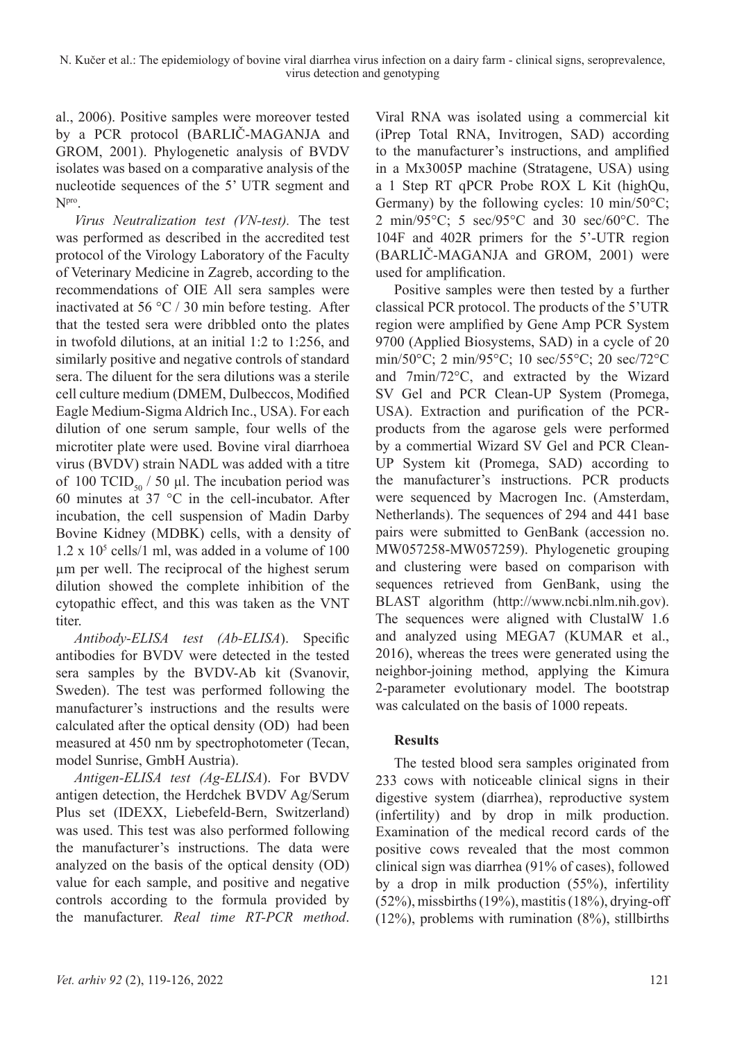al., 2006). Positive samples were moreover tested by a PCR protocol (BARLIČ-MAGANJA and GROM, 2001). Phylogenetic analysis of BVDV isolates was based on a comparative analysis of the nucleotide sequences of the 5' UTR segment and $N^{pro}$.

*Virus Neutralization test (VN-test).* The test was performed as described in the accredited test protocol of the Virology Laboratory of the Faculty of Veterinary Medicine in Zagreb, according to the recommendations of OIE All sera samples were inactivated at 56 °C / 30 min before testing. After that the tested sera were dribbled onto the plates in twofold dilutions, at an initial 1:2 to 1:256, and similarly positive and negative controls of standard sera. The diluent for the sera dilutions was a sterile cell culture medium (DMEM, Dulbeccos, Modified Eagle Medium-Sigma Aldrich Inc., USA). For each dilution of one serum sample, four wells of the microtiter plate were used. Bovine viral diarrhoea virus (BVDV) strain NADL was added with a titre of 100 $TCID_{50}$ / 50 µl. The incubation period was 60 minutes at 37 °C in the cell-incubator. After incubation, the cell suspension of Madin Darby Bovine Kidney (MDBK) cells, with a density of $1.2 \times 10^5$ cells/1 ml, was added in a volume of 100 µm per well. The reciprocal of the highest serum dilution showed the complete inhibition of the cytopathic effect, and this was taken as the VNT titer.

*Antibody-ELISA test (Ab-ELISA*). Specific antibodies for BVDV were detected in the tested sera samples by the BVDV-Ab kit (Svanovir, Sweden). The test was performed following the manufacturer's instructions and the results were calculated after the optical density (OD) had been measured at 450 nm by spectrophotometer (Tecan, model Sunrise, GmbH Austria).

*Antigen-ELISA test (Ag-ELISA*). For BVDV antigen detection, the Herdchek BVDV Ag/Serum Plus set (IDEXX, Liebefeld-Bern, Switzerland) was used. This test was also performed following the manufacturer's instructions. The data were analyzed on the basis of the optical density (OD) value for each sample, and positive and negative controls according to the formula provided by the manufacturer. *Real time RT-PCR method*. Viral RNA was isolated using a commercial kit (iPrep Total RNA, Invitrogen, SAD) according to the manufacturer's instructions, and amplified in a Mx3005P machine (Stratagene, USA) using a 1 Step RT qPCR Probe ROX L Kit (highQu, Germany) by the following cycles: 10 min/50°C; 2 min/95°C; 5 sec/95°C and 30 sec/60°C. The 104F and 402R primers for the 5'-UTR region (BARLIČ-MAGANJA and GROM, 2001) were used for amplification.

Positive samples were then tested by a further classical PCR protocol. The products of the 5'UTR region were amplified by Gene Amp PCR System 9700 (Applied Biosystems, SAD) in a cycle of 20 min/50°C; 2 min/95°C; 10 sec/55°C; 20 sec/72°C and 7min/72°C, and extracted by the Wizard SV Gel and PCR Clean-UP System (Promega, USA). Extraction and purification of the PCR-products from the agarose gels were performed by a commertial Wizard SV Gel and PCR Clean-UP System kit (Promega, SAD) according to the manufacturer's instructions. PCR products were sequenced by Macrogen Inc. (Amsterdam, Netherlands). The sequences of 294 and 441 base pairs were submitted to GenBank (accession no. MW057258-MW057259). Phylogenetic grouping and clustering were based on comparison with sequences retrieved from GenBank, using the BLAST algorithm (http://www.ncbi.nlm.nih.gov). The sequences were aligned with ClustalW 1.6 and analyzed using MEGA7 (KUMAR et al., 2016), whereas the trees were generated using the neighbor-joining method, applying the Kimura 2-parameter evolutionary model. The bootstrap was calculated on the basis of 1000 repeats.

## Results

The tested blood sera samples originated from 233 cows with noticeable clinical signs in their digestive system (diarrhea), reproductive system (infertility) and by drop in milk production. Examination of the medical record cards of the positive cows revealed that the most common clinical sign was diarrhea (91% of cases), followed by a drop in milk production (55%), infertility (52%), missbirths (19%), mastitis (18%), drying-off (12%), problems with rumination (8%), stillbirths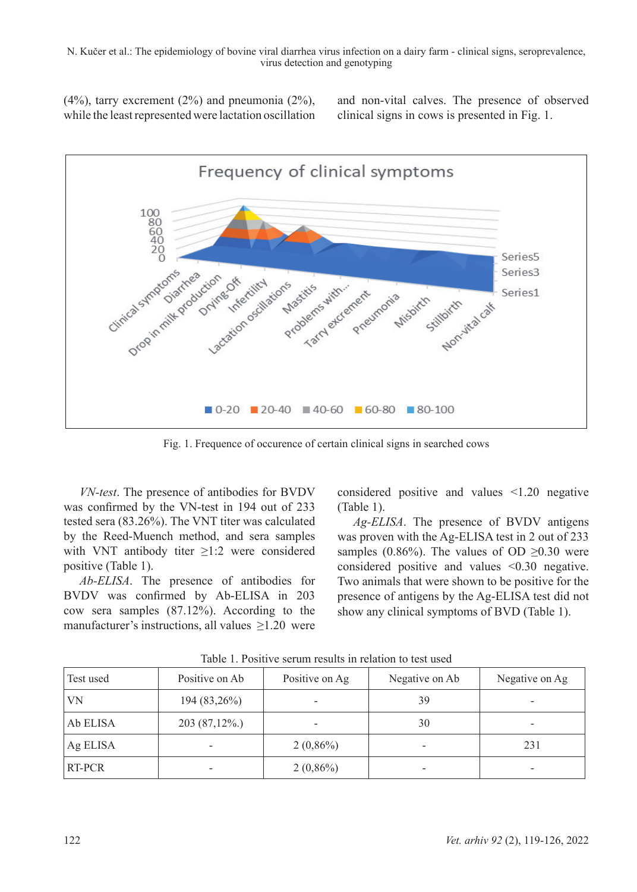(4%), tarry excrement (2%) and pneumonia (2%), while the least represented were lactation oscillation and non-vital calves. The presence of observed clinical signs in cows is presented in Fig. 1.

Fig. 1. Frequence of occurence of certain clinical signs in searched cows

*VN-test*. The presence of antibodies for BVDV was confirmed by the VN-test in 194 out of 233 tested sera (83.26%). The VNT titer was calculated by the Reed-Muench method, and sera samples with VNT antibody titer ≥1:2 were considered positive (Table 1).

*Ab-ELISA*. The presence of antibodies for BVDV was confirmed by Ab-ELISA in 203 cow sera samples (87.12%). According to the manufacturer's instructions, all values ≥1.20 were considered positive and values <1.20 negative (Table 1).

*Ag-ELISA*. The presence of BVDV antigens was proven with the Ag-ELISA test in 2 out of 233 samples (0.86%). The values of OD ≥0.30 were considered positive and values <0.30 negative. Two animals that were shown to be positive for the presence of antigens by the Ag-ELISA test did not show any clinical symptoms of BVD (Table 1).

Table 1. Positive serum results in relation to test used

| Test used | Positive on Ab | Positive on Ag | Negative on Ab | Negative on Ag |
|---|---|---|---|---|
| VN | 194 (83,26%) | - | 39 | - |
| Ab ELISA | 203 (87,12%.) | - | 30 | - |
| Ag ELISA | - | 2 (0,86%) | - | 231 |
| RT-PCR | - | 2 (0,86%) | - | - |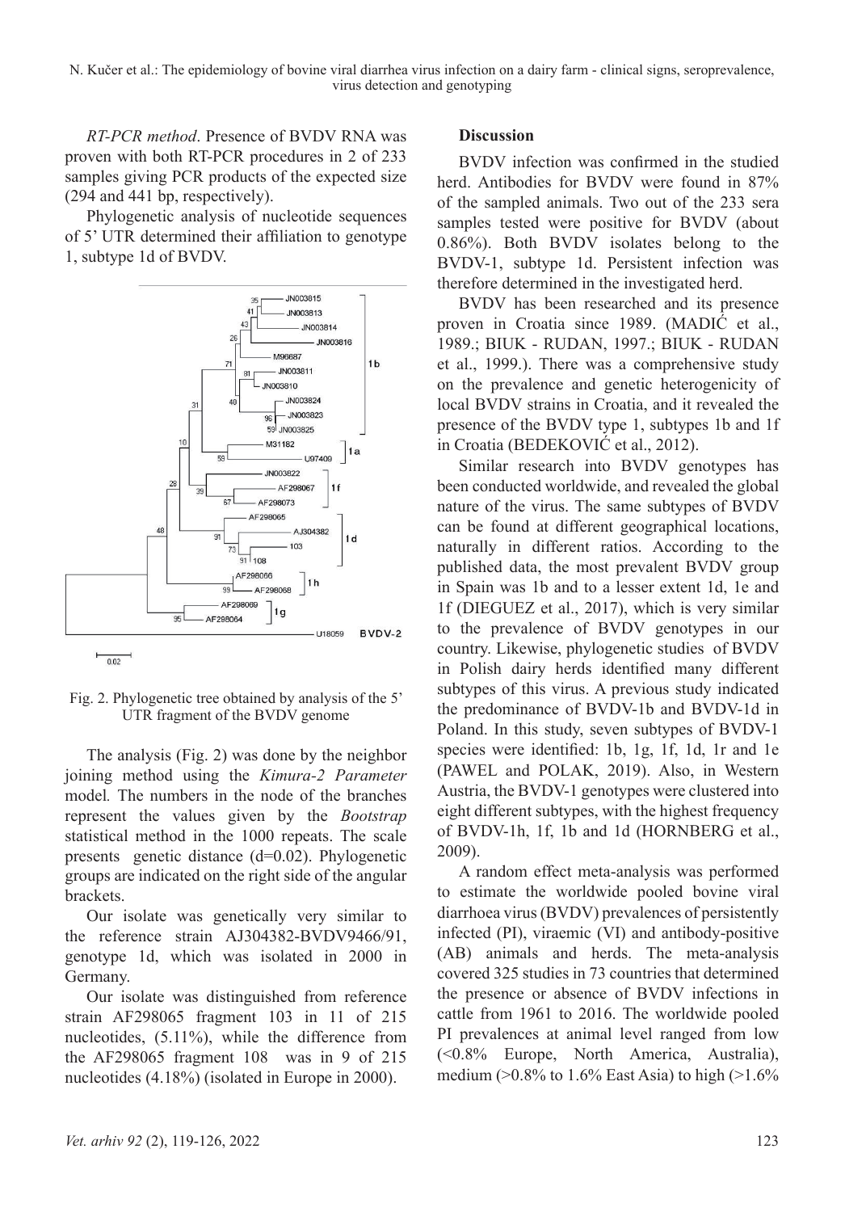*RT-PCR method*. Presence of BVDV RNA was proven with both RT-PCR procedures in 2 of 233 samples giving PCR products of the expected size (294 and 441 bp, respectively).

Phylogenetic analysis of nucleotide sequences of 5' UTR determined their affiliation to genotype 1, subtype 1d of BVDV.

Fig. 2. Phylogenetic tree obtained by analysis of the 5' UTR fragment of the BVDV genome

The analysis (Fig. 2) was done by the neighbor joining method using the *Kimura-2 Parameter* model*.* The numbers in the node of the branches represent the values given by the *Bootstrap* statistical method in the 1000 repeats. The scale presents genetic distance (d=0.02). Phylogenetic groups are indicated on the right side of the angular brackets.

Our isolate was genetically very similar to the reference strain AJ304382-BVDV9466/91, genotype 1d, which was isolated in 2000 in Germany.

Our isolate was distinguished from reference strain AF298065 fragment 103 in 11 of 215 nucleotides, (5.11%), while the difference from the AF298065 fragment 108 was in 9 of 215 nucleotides (4.18%) (isolated in Europe in 2000).

## Discussion

BVDV infection was confirmed in the studied herd. Antibodies for BVDV were found in 87% of the sampled animals. Two out of the 233 sera samples tested were positive for BVDV (about 0.86%). Both BVDV isolates belong to the BVDV-1, subtype 1d. Persistent infection was therefore determined in the investigated herd.

BVDV has been researched and its presence proven in Croatia since 1989. (MADIĆ et al., 1989.; BIUK - RUDAN, 1997.; BIUK - RUDAN et al., 1999.). There was a comprehensive study on the prevalence and genetic heterogenicity of local BVDV strains in Croatia, and it revealed the presence of the BVDV type 1, subtypes 1b and 1f in Croatia (BEDEKOVIĆ et al., 2012).

Similar research into BVDV genotypes has been conducted worldwide, and revealed the global nature of the virus. The same subtypes of BVDV can be found at different geographical locations, naturally in different ratios. According to the published data, the most prevalent BVDV group in Spain was 1b and to a lesser extent 1d, 1e and 1f (DIEGUEZ et al., 2017), which is very similar to the prevalence of BVDV genotypes in our country. Likewise, phylogenetic studies of BVDV in Polish dairy herds identified many different subtypes of this virus. A previous study indicated the predominance of BVDV-1b and BVDV-1d in Poland. In this study, seven subtypes of BVDV-1 species were identified: 1b, 1g, 1f, 1d, 1r and 1e (PAWEL and POLAK, 2019). Also, in Western Austria, the BVDV-1 genotypes were clustered into eight different subtypes, with the highest frequency of BVDV-1h, 1f, 1b and 1d (HORNBERG et al., 2009).

A random effect meta-analysis was performed to estimate the worldwide pooled bovine viral diarrhoea virus (BVDV) prevalences of persistently infected (PI), viraemic (VI) and antibody-positive (AB) animals and herds. The meta-analysis covered 325 studies in 73 countries that determined the presence or absence of BVDV infections in cattle from 1961 to 2016. The worldwide pooled PI prevalences at animal level ranged from low (<0.8% Europe, North America, Australia), medium (>0.8% to 1.6% East Asia) to high (>1.6%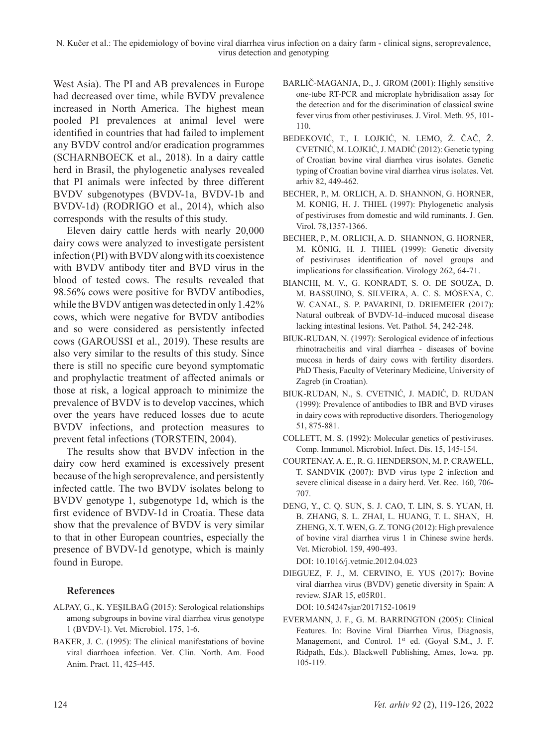West Asia). The PI and AB prevalences in Europe had decreased over time, while BVDV prevalence increased in North America. The highest mean pooled PI prevalences at animal level were identified in countries that had failed to implement any BVDV control and/or eradication programmes (SCHARNBOECK et al., 2018). In a dairy cattle herd in Brasil, the phylogenetic analyses revealed that PI animals were infected by three different BVDV subgenotypes (BVDV-1a, BVDV-1b and BVDV-1d) (RODRIGO et al., 2014), which also corresponds with the results of this study.

Eleven dairy cattle herds with nearly 20,000 dairy cows were analyzed to investigate persistent infection (PI) with BVDV along with its coexistence with BVDV antibody titer and BVD virus in the blood of tested cows. The results revealed that 98.56% cows were positive for BVDV antibodies, while the BVDV antigen was detected in only 1.42% cows, which were negative for BVDV antibodies and so were considered as persistently infected cows (GAROUSSI et al., 2019). These results are also very similar to the results of this study. Since there is still no specific cure beyond symptomatic and prophylactic treatment of affected animals or those at risk, a logical approach to minimize the prevalence of BVDV is to develop vaccines, which over the years have reduced losses due to acute BVDV infections, and protection measures to prevent fetal infections (TORSTEIN, 2004).

The results show that BVDV infection in the dairy cow herd examined is excessively present because of the high seroprevalence, and persistently infected cattle. The two BVDV isolates belong to BVDV genotype 1, subgenotype 1d, which is the first evidence of BVDV-1d in Croatia. These data show that the prevalence of BVDV is very similar to that in other European countries, especially the presence of BVDV-1d genotype, which is mainly found in Europe.

## References

ALPAY, G., K. YEŞILBAĞ (2015): Serological relationships among subgroups in bovine viral diarrhea virus genotype 1 (BVDV-1). Vet. Microbiol. 175, 1-6.

BAKER, J. C. (1995): The clinical manifestations of bovine viral diarrhoea infection. Vet. Clin. North. Am. Food Anim. Pract. 11, 425-445.

BARLIČ-MAGANJA, D., J. GROM (2001): Highly sensitive one-tube RT-PCR and microplate hybridisation assay for the detection and for the discrimination of classical swine fever virus from other pestiviruses. J. Virol. Meth. 95, 101-110.

BEDEKOVIĆ, T., I. LOJKIĆ, N. LEMO, Ž. ČAČ, Ž. CVETNIĆ, M. LOJKIĆ, J. MADIĆ (2012): Genetic typing of Croatian bovine viral diarrhea virus isolates. Genetic typing of Croatian bovine viral diarrhea virus isolates. Vet. arhiv 82, 449-462.

BECHER, P., M. ORLICH, A. D. SHANNON, G. HORNER, M. KONIG, H. J. THIEL (1997): Phylogenetic analysis of pestiviruses from domestic and wild ruminants. J. Gen. Virol. 78,1357-1366.

BECHER, P., M. ORLICH, A. D. SHANNON, G. HORNER, M. KÖNIG, H. J. THIEL (1999): Genetic diversity of pestiviruses identification of novel groups and implications for classification. Virology 262, 64-71.

BIANCHI, M. V., G. KONRADT, S. O. DE SOUZA, D. M. BASSUINO, S. SILVEIRA, A. C. S. MÓSENA, C. W. CANAL, S. P. PAVARINI, D. DRIEMEIER (2017): Natural outbreak of BVDV-1d–induced mucosal disease lacking intestinal lesions. Vet. Pathol. 54, 242-248.

BIUK-RUDAN, N. (1997): Serological evidence of infectious rhinotracheitis and viral diarrhea - diseases of bovine mucosa in herds of dairy cows with fertility disorders. PhD Thesis, Faculty of Veterinary Medicine, University of Zagreb (in Croatian).

BIUK-RUDAN, N., S. CVETNIĆ, J. MADIĆ, D. RUDAN (1999): Prevalence of antibodies to IBR and BVD viruses in dairy cows with reproductive disorders. Theriogenology 51, 875-881.

COLLETT, M. S. (1992): Molecular genetics of pestiviruses. Comp. Immunol. Microbiol. Infect. Dis. 15, 145-154.

COURTENAY, A. E., R. G. HENDERSON, M. P. CRAWELL, T. SANDVIK (2007): BVD virus type 2 infection and severe clinical disease in a dairy herd. Vet. Rec. 160, 706-707.

DENG, Y., C. Q. SUN, S. J. CAO, T. LIN, S. S. YUAN, H. B. ZHANG, S. L. ZHAI, L. HUANG, T. L. SHAN, H. ZHENG, X. T. WEN, G. Z. TONG (2012): High prevalence of bovine viral diarrhea virus 1 in Chinese swine herds. Vet. Microbiol. 159, 490-493. DOI: 10.1016/j.vetmic.2012.04.023

DIEGUEZ, F. J., M. CERVINO, E. YUS (2017): Bovine viral diarrhea virus (BVDV) genetic diversity in Spain: A review. SJAR 15, e05R01. DOI: 10.54247sjar/2017152-10619

EVERMANN, J. F., G. M. BARRINGTON (2005): Clinical Features. In: Bovine Viral Diarrhea Virus, Diagnosis, Management, and Control. 1st ed. (Goyal S.M., J. F. Ridpath, Eds.). Blackwell Publishing, Ames, Iowa. pp. 105-119.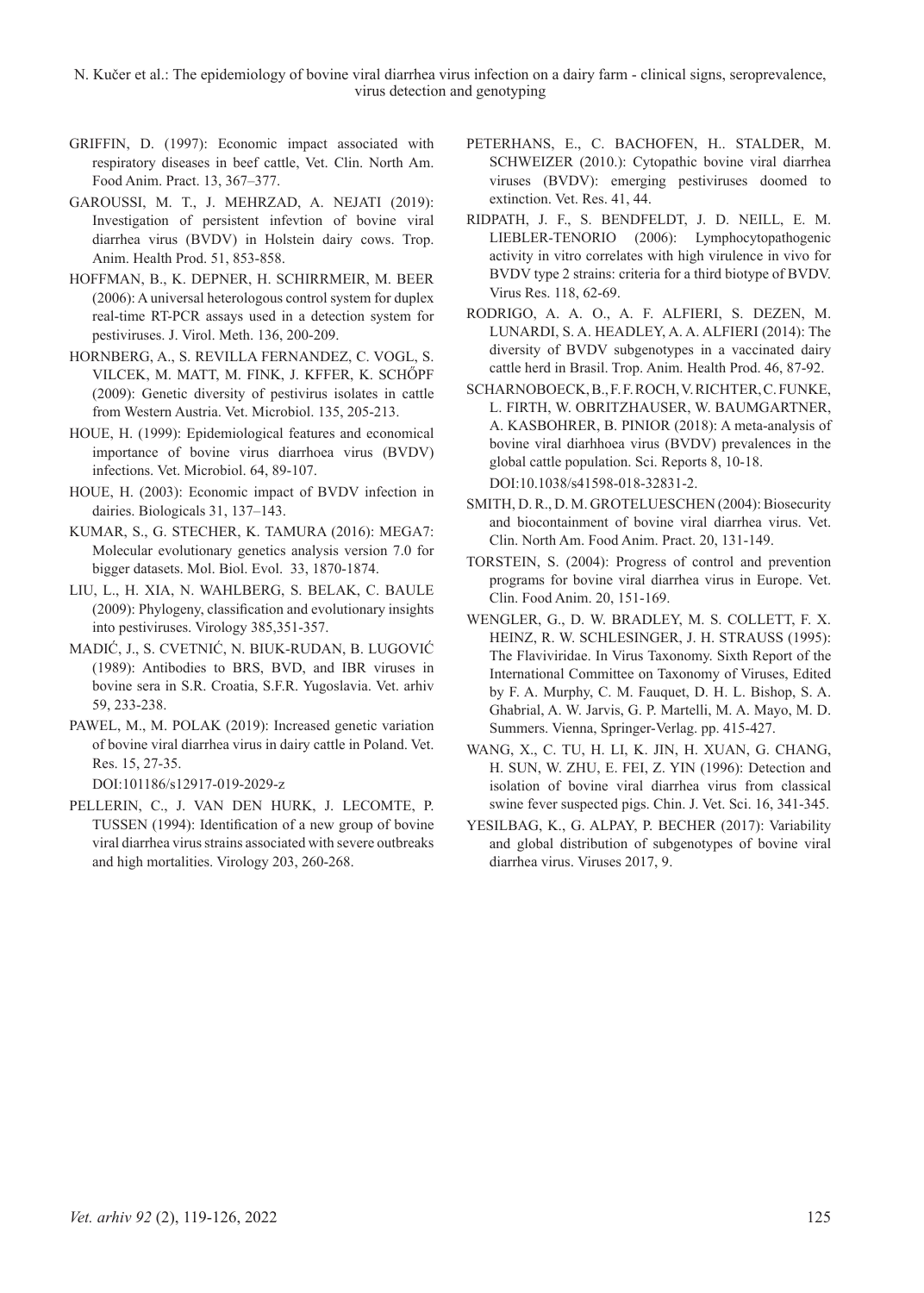GRIFFIN, D. (1997): Economic impact associated with respiratory diseases in beef cattle, Vet. Clin. North Am. Food Anim. Pract. 13, 367–377.

GAROUSSI, M. T., J. MEHRZAD, A. NEJATI (2019): Investigation of persistent infevtion of bovine viral diarrhea virus (BVDV) in Holstein dairy cows. Trop. Anim. Health Prod. 51, 853-858.

HOFFMAN, B., K. DEPNER, H. SCHIRRMEIR, M. BEER (2006): A universal heterologous control system for duplex real-time RT-PCR assays used in a detection system for pestiviruses. J. Virol. Meth. 136, 200-209.

HORNBERG, A., S. REVILLA FERNANDEZ, C. VOGL, S. VILCEK, M. MATT, M. FINK, J. KFFER, K. SCHŐPF (2009): Genetic diversity of pestivirus isolates in cattle from Western Austria. Vet. Microbiol. 135, 205-213.

HOUE, H. (1999): Epidemiological features and economical importance of bovine virus diarrhoea virus (BVDV) infections. Vet. Microbiol. 64, 89-107.

HOUE, H. (2003): Economic impact of BVDV infection in dairies. Biologicals 31, 137–143.

KUMAR, S., G. STECHER, K. TAMURA (2016): MEGA7: Molecular evolutionary genetics analysis version 7.0 for bigger datasets. Mol. Biol. Evol. 33, 1870-1874.

LIU, L., H. XIA, N. WAHLBERG, S. BELAK, C. BAULE (2009): Phylogeny, classification and evolutionary insights into pestiviruses. Virology 385,351-357.

MADIĆ, J., S. CVETNIĆ, N. BIUK-RUDAN, B. LUGOVIĆ (1989): Antibodies to BRS, BVD, and IBR viruses in bovine sera in S.R. Croatia, S.F.R. Yugoslavia. Vet. arhiv 59, 233-238.

PAWEL, M., M. POLAK (2019): Increased genetic variation of bovine viral diarrhea virus in dairy cattle in Poland. Vet. Res. 15, 27-35.
DOI:101186/s12917-019-2029-z

PELLERIN, C., J. VAN DEN HURK, J. LECOMTE, P. TUSSEN (1994): Identification of a new group of bovine viral diarrhea virus strains associated with severe outbreaks and high mortalities. Virology 203, 260-268.

PETERHANS, E., C. BACHOFEN, H.. STALDER, M. SCHWEIZER (2010.): Cytopathic bovine viral diarrhea viruses (BVDV): emerging pestiviruses doomed to extinction. Vet. Res. 41, 44.

RIDPATH, J. F., S. BENDFELDT, J. D. NEILL, E. M. LIEBLER-TENORIO (2006): Lymphocytopathogenic activity in vitro correlates with high virulence in vivo for BVDV type 2 strains: criteria for a third biotype of BVDV. Virus Res. 118, 62-69.

RODRIGO, A. A. O., A. F. ALFIERI, S. DEZEN, M. LUNARDI, S. A. HEADLEY, A. A. ALFIERI (2014): The diversity of BVDV subgenotypes in a vaccinated dairy cattle herd in Brasil. Trop. Anim. Health Prod. 46, 87-92.

SCHARNOBOECK, B., F. F. ROCH, V. RICHTER, C. FUNKE, L. FIRTH, W. OBRITZHAUSER, W. BAUMGARTNER, A. KASBOHRER, B. PINIOR (2018): A meta-analysis of bovine viral diarhhoea virus (BVDV) prevalences in the global cattle population. Sci. Reports 8, 10-18.
DOI:10.1038/s41598-018-32831-2.

SMITH, D. R., D. M. GROTELUESCHEN (2004): Biosecurity and biocontainment of bovine viral diarrhea virus. Vet. Clin. North Am. Food Anim. Pract. 20, 131-149.

TORSTEIN, S. (2004): Progress of control and prevention programs for bovine viral diarrhea virus in Europe. Vet. Clin. Food Anim. 20, 151-169.

WENGLER, G., D. W. BRADLEY, M. S. COLLETT, F. X. HEINZ, R. W. SCHLESINGER, J. H. STRAUSS (1995): The Flaviviridae. In Virus Taxonomy. Sixth Report of the International Committee on Taxonomy of Viruses, Edited by F. A. Murphy, C. M. Fauquet, D. H. L. Bishop, S. A. Ghabrial, A. W. Jarvis, G. P. Martelli, M. A. Mayo, M. D. Summers. Vienna, Springer-Verlag. pp. 415-427.

WANG, X., C. TU, H. LI, K. JIN, H. XUAN, G. CHANG, H. SUN, W. ZHU, E. FEI, Z. YIN (1996): Detection and isolation of bovine viral diarrhea virus from classical swine fever suspected pigs. Chin. J. Vet. Sci. 16, 341-345.

YESILBAG, K., G. ALPAY, P. BECHER (2017): Variability and global distribution of subgenotypes of bovine viral diarrhea virus. Viruses 2017, 9.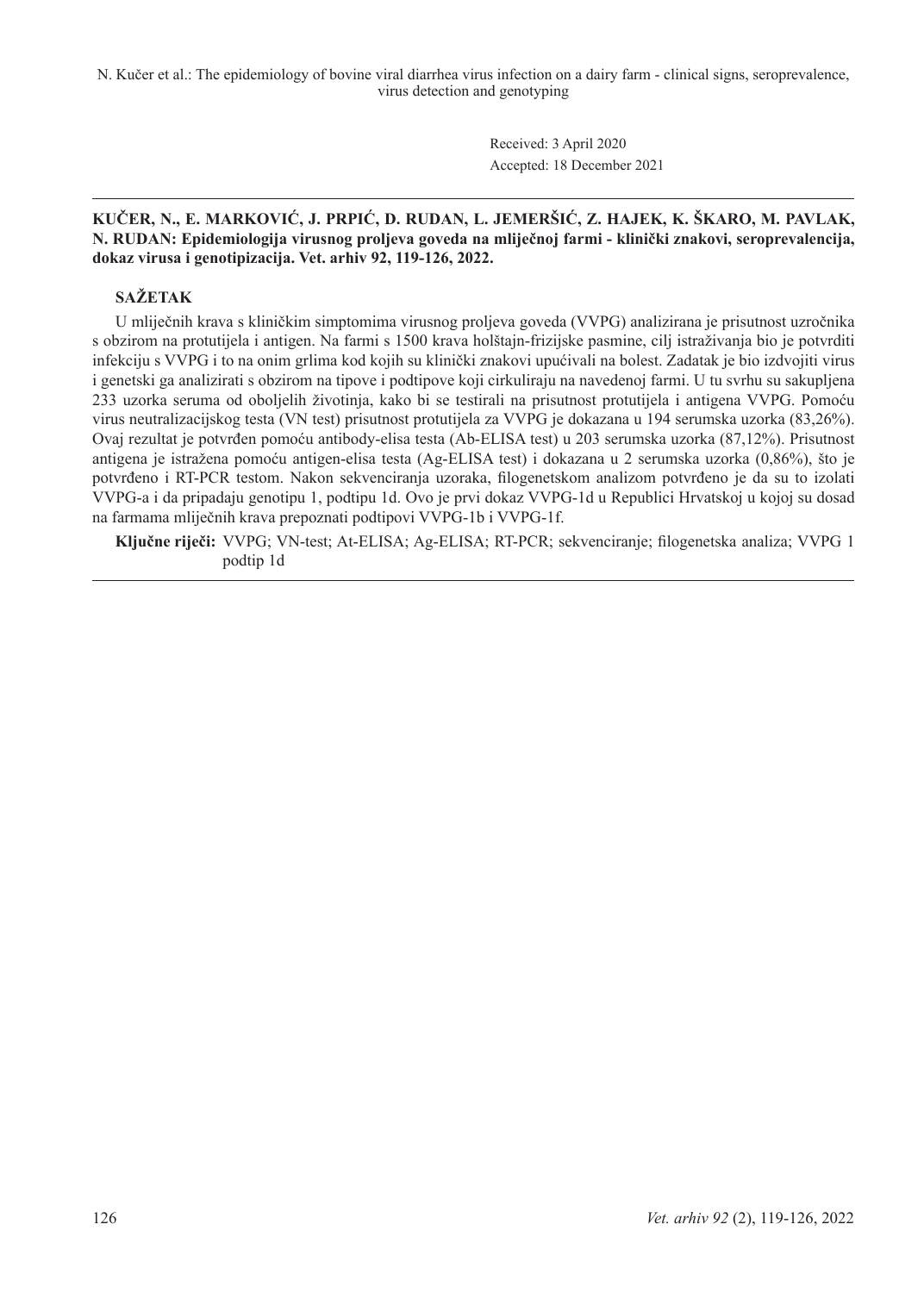Received: 3 April 2020

Accepted: 18 December 2021

**KUČER, N., E. MARKOVIĆ, J. PRPIĆ, D. RUDAN, L. JEMERŠIĆ, Z. HAJEK, K. ŠKARO, M. PAVLAK, N. RUDAN: Epidemiologija virusnog proljeva goveda na mliječnoj farmi - klinički znakovi, seroprevalencija, dokaz virusa i genotipizacija. Vet. arhiv 92, 119-126, 2022.**

## SAŽETAK

U mliječnih krava s kliničkim simptomima virusnog proljeva goveda (VVPG) analizirana je prisutnost uzročnika s obzirom na protutijela i antigen. Na farmi s 1500 krava holštajn-frizijske pasmine, cilj istraživanja bio je potvrditi infekciju s VVPG i to na onim grlima kod kojih su klinički znakovi upućivali na bolest. Zadatak je bio izdvojiti virus i genetski ga analizirati s obzirom na tipove i podtipove koji cirkuliraju na navedenoj farmi. U tu svrhu su sakupljena 233 uzorka seruma od oboljelih životinja, kako bi se testirali na prisutnost protutijela i antigena VVPG. Pomoću virus neutralizacijskog testa (VN test) prisutnost protutijela za VVPG je dokazana u 194 serumska uzorka (83,26%). Ovaj rezultat je potvrđen pomoću antibody-elisa testa (Ab-ELISA test) u 203 serumska uzorka (87,12%). Prisutnost antigena je istražena pomoću antigen-elisa testa (Ag-ELISA test) i dokazana u 2 serumska uzorka (0,86%), što je potvrđeno i RT-PCR testom. Nakon sekvenciranja uzoraka, filogenetskom analizom potvrđeno je da su to izolati VVPG-a i da pripadaju genotipu 1, podtipu 1d. Ovo je prvi dokaz VVPG-1d u Republici Hrvatskoj u kojoj su dosad na farmama mliječnih krava prepoznati podtipovi VVPG-1b i VVPG-1f.

**Ključne riječi:** VVPG; VN-test; At-ELISA; Ag-ELISA; RT-PCR; sekvenciranje; filogenetska analiza; VVPG 1 podtip 1d